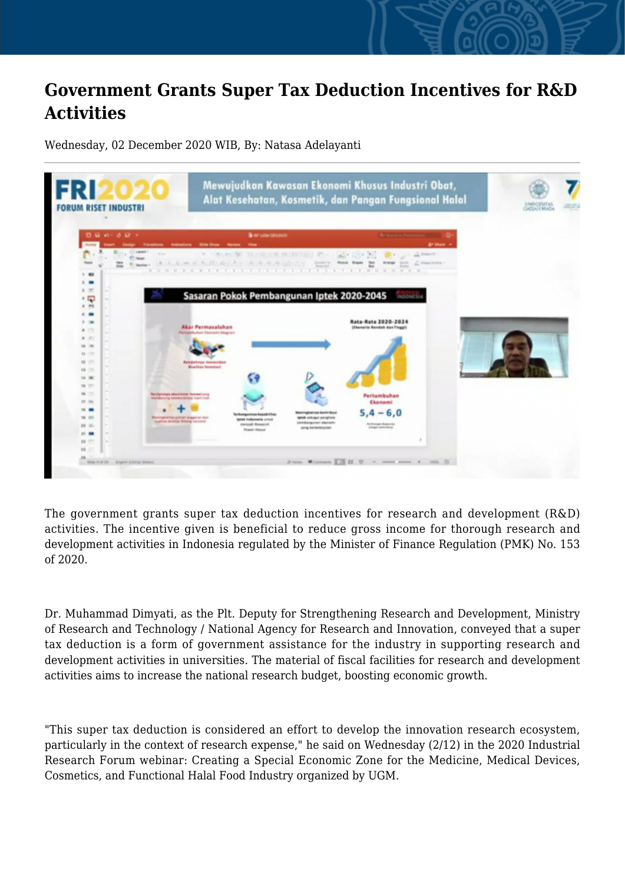# Government Grants Super Tax Deduction Incentives for R&D Activities

Wednesday, 02 December 2020 WIB, By: Natasa Adelayanti

The government grants super tax deduction incentives for research and development (R&D) activities. The incentive given is beneficial to reduce gross income for thorough research and development activities in Indonesia regulated by the Minister of Finance Regulation (PMK) No. 153 of 2020.

Dr. Muhammad Dimyati, as the Plt. Deputy for Strengthening Research and Development, Ministry of Research and Technology / National Agency for Research and Innovation, conveyed that a super tax deduction is a form of government assistance for the industry in supporting research and development activities in universities. The material of fiscal facilities for research and development activities aims to increase the national research budget, boosting economic growth.

"This super tax deduction is considered an effort to develop the innovation research ecosystem, particularly in the context of research expense," he said on Wednesday (2/12) in the 2020 Industrial Research Forum webinar: Creating a Special Economic Zone for the Medicine, Medical Devices, Cosmetics, and Functional Halal Food Industry organized by UGM.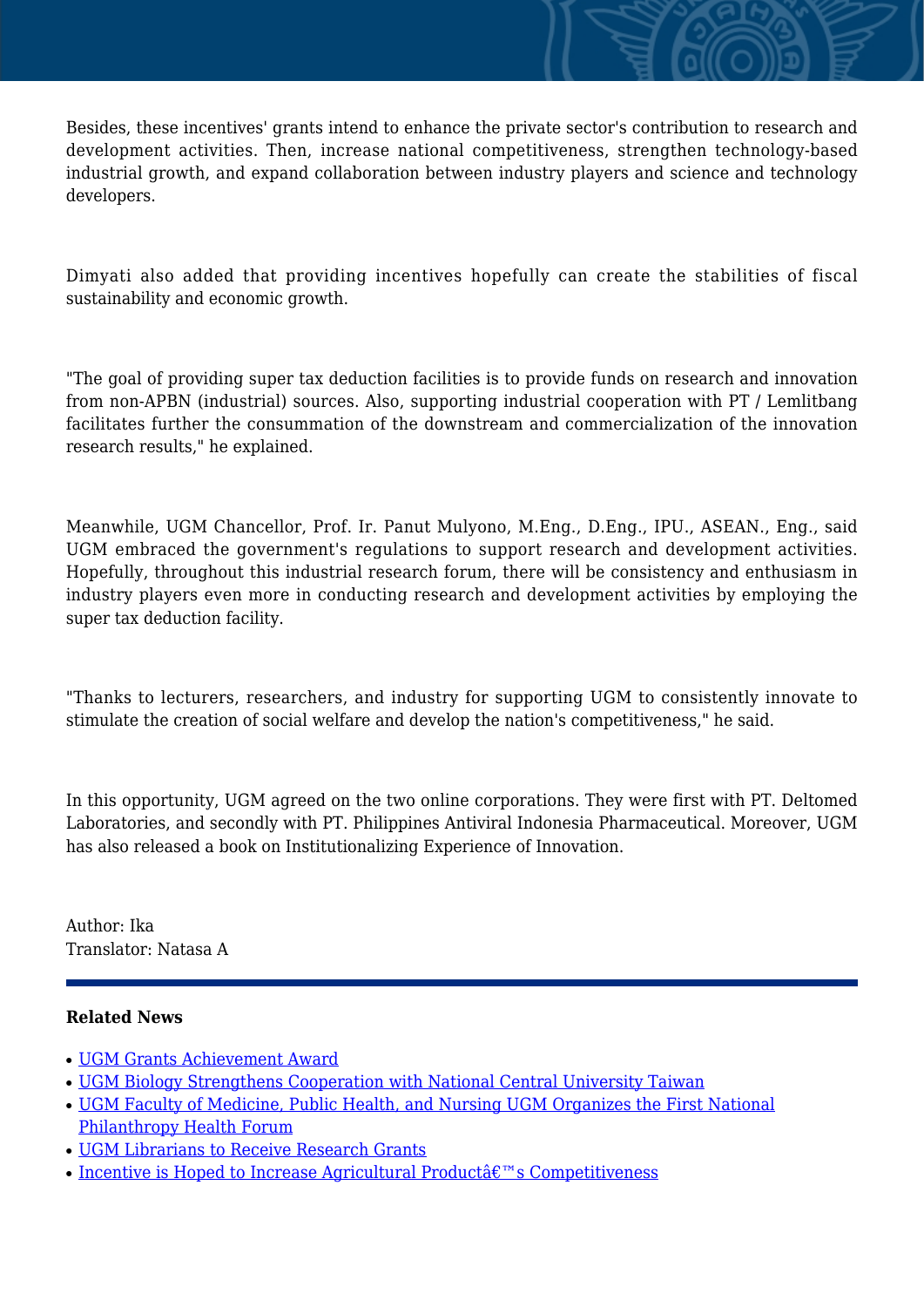Besides, these incentives' grants intend to enhance the private sector's contribution to research and development activities. Then, increase national competitiveness, strengthen technology-based industrial growth, and expand collaboration between industry players and science and technology developers.

Dimyati also added that providing incentives hopefully can create the stabilities of fiscal sustainability and economic growth.

"The goal of providing super tax deduction facilities is to provide funds on research and innovation from non-APBN (industrial) sources. Also, supporting industrial cooperation with PT / Lemlitbang facilitates further the consummation of the downstream and commercialization of the innovation research results," he explained.

Meanwhile, UGM Chancellor, Prof. Ir. Panut Mulyono, M.Eng., D.Eng., IPU., ASEAN., Eng., said UGM embraced the government's regulations to support research and development activities. Hopefully, throughout this industrial research forum, there will be consistency and enthusiasm in industry players even more in conducting research and development activities by employing the super tax deduction facility.

"Thanks to lecturers, researchers, and industry for supporting UGM to consistently innovate to stimulate the creation of social welfare and develop the nation's competitiveness," he said.

In this opportunity, UGM agreed on the two online corporations. They were first with PT. Deltomed Laboratories, and secondly with PT. Philippines Antiviral Indonesia Pharmaceutical. Moreover, UGM has also released a book on Institutionalizing Experience of Innovation.

Author: Ika
Translator: Natasa A

**Related News**

- UGM Grants Achievement Award
- UGM Biology Strengthens Cooperation with National Central University Taiwan
- UGM Faculty of Medicine, Public Health, and Nursing UGM Organizes the First National Philanthropy Health Forum
- UGM Librarians to Receive Research Grants
- Incentive is Hoped to Increase Agricultural Productâ€™s Competitiveness